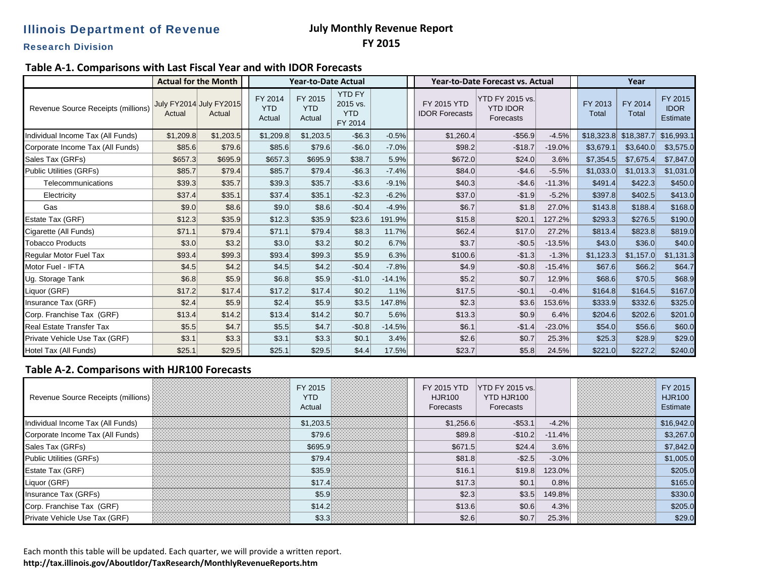# Illinois Department of Revenue

### Research Division

## July Monthly Revenue Report
## FY 2015

### Table A-1. Comparisons with Last Fiscal Year and with IDOR Forecasts

| Revenue Source Receipts (millions) | Actual for the Month | | Year-to-Date Actual | | | | Year-to-Date Forecast vs. Actual | | | Year | | |
|---|---|---|---|---|---|---|---|---|---|---|---|---|
| | July FY2014 Actual | July FY2015 Actual | FY 2014 YTD Actual | FY 2015 YTD Actual | YTD FY 2015 vs. YTD FY 2014 | | FY 2015 YTD IDOR Forecasts | YTD FY 2015 vs. YTD IDOR Forecasts | | FY 2013 Total | FY 2014 Total | FY 2015 IDOR Estimate |
| Individual Income Tax (All Funds) | $1,209.8 | $1,203.5 | $1,209.8 | $1,203.5 | -$6.3 | -0.5% | $1,260.4 | -$56.9 | -4.5% | $18,323.8 | $18,387.7 | $16,993.1 |
| Corporate Income Tax (All Funds) | $85.6 | $79.6 | $85.6 | $79.6 | -$6.0 | -7.0% | $98.2 | -$18.7 | -19.0% | $3,679.1 | $3,640.0 | $3,575.0 |
| Sales Tax (GRFs) | $657.3 | $695.9 | $657.3 | $695.9 | $38.7 | 5.9% | $672.0 | $24.0 | 3.6% | $7,354.5 | $7,675.4 | $7,847.0 |
| Public Utilities (GRFs) | $85.7 | $79.4 | $85.7 | $79.4 | -$6.3 | -7.4% | $84.0 | -$4.6 | -5.5% | $1,033.0 | $1,013.3 | $1,031.0 |
| Telecommunications | $39.3 | $35.7 | $39.3 | $35.7 | -$3.6 | -9.1% | $40.3 | -$4.6 | -11.3% | $491.4 | $422.3 | $450.0 |
| Electricity | $37.4 | $35.1 | $37.4 | $35.1 | -$2.3 | -6.2% | $37.0 | -$1.9 | -5.2% | $397.8 | $402.5 | $413.0 |
| Gas | $9.0 | $8.6 | $9.0 | $8.6 | -$0.4 | -4.9% | $6.7 | $1.8 | 27.0% | $143.8 | $188.4 | $168.0 |
| Estate Tax (GRF) | $12.3 | $35.9 | $12.3 | $35.9 | $23.6 | 191.9% | $15.8 | $20.1 | 127.2% | $293.3 | $276.5 | $190.0 |
| Cigarette (All Funds) | $71.1 | $79.4 | $71.1 | $79.4 | $8.3 | 11.7% | $62.4 | $17.0 | 27.2% | $813.4 | $823.8 | $819.0 |
| Tobacco Products | $3.0 | $3.2 | $3.0 | $3.2 | $0.2 | 6.7% | $3.7 | -$0.5 | -13.5% | $43.0 | $36.0 | $40.0 |
| Regular Motor Fuel Tax | $93.4 | $99.3 | $93.4 | $99.3 | $5.9 | 6.3% | $100.6 | -$1.3 | -1.3% | $1,123.3 | $1,157.0 | $1,131.3 |
| Motor Fuel - IFTA | $4.5 | $4.2 | $4.5 | $4.2 | -$0.4 | -7.8% | $4.9 | -$0.8 | -15.4% | $67.6 | $66.2 | $64.7 |
| Ug. Storage Tank | $6.8 | $5.9 | $6.8 | $5.9 | -$1.0 | -14.1% | $5.2 | $0.7 | 12.9% | $68.6 | $70.5 | $68.9 |
| Liquor (GRF) | $17.2 | $17.4 | $17.2 | $17.4 | $0.2 | 1.1% | $17.5 | -$0.1 | -0.4% | $164.8 | $164.5 | $167.0 |
| Insurance Tax (GRF) | $2.4 | $5.9 | $2.4 | $5.9 | $3.5 | 147.8% | $2.3 | $3.6 | 153.6% | $333.9 | $332.6 | $325.0 |
| Corp. Franchise Tax (GRF) | $13.4 | $14.2 | $13.4 | $14.2 | $0.7 | 5.6% | $13.3 | $0.9 | 6.4% | $204.6 | $202.6 | $201.0 |
| Real Estate Transfer Tax | $5.5 | $4.7 | $5.5 | $4.7 | -$0.8 | -14.5% | $6.1 | -$1.4 | -23.0% | $54.0 | $56.6 | $60.0 |
| Private Vehicle Use Tax (GRF) | $3.1 | $3.3 | $3.1 | $3.3 | $0.1 | 3.4% | $2.6 | $0.7 | 25.3% | $25.3 | $28.9 | $29.0 |
| Hotel Tax (All Funds) | $25.1 | $29.5 | $25.1 | $29.5 | $4.4 | 17.5% | $23.7 | $5.8 | 24.5% | $221.0 | $227.2 | $240.0 |

### Table A-2. Comparisons with HJR100 Forecasts

| Revenue Source Receipts (millions) | FY 2015 YTD Actual | FY 2015 YTD HJR100 Forecasts | YTD FY 2015 vs. YTD HJR100 Forecasts | | FY 2015 HJR100 Estimate |
|---|---|---|---|---|---|
| Individual Income Tax (All Funds) | $1,203.5 | $1,256.6 | -$53.1 | -4.2% | $16,942.0 |
| Corporate Income Tax (All Funds) | $79.6 | $89.8 | -$10.2 | -11.4% | $3,267.0 |
| Sales Tax (GRFs) | $695.9 | $671.5 | $24.4 | 3.6% | $7,842.0 |
| Public Utilities (GRFs) | $79.4 | $81.8 | -$2.5 | -3.0% | $1,005.0 |
| Estate Tax (GRF) | $35.9 | $16.1 | $19.8 | 123.0% | $205.0 |
| Liquor (GRF) | $17.4 | $17.3 | $0.1 | 0.8% | $165.0 |
| Insurance Tax (GRFs) | $5.9 | $2.3 | $3.5 | 149.8% | $330.0 |
| Corp. Franchise Tax (GRF) | $14.2 | $13.6 | $0.6 | 4.3% | $205.0 |
| Private Vehicle Use Tax (GRF) | $3.3 | $2.6 | $0.7 | 25.3% | $29.0 |

Each month this table will be updated. Each quarter, we will provide a written report.

**http://tax.illinois.gov/AboutIdor/TaxResearch/MonthlyRevenueReports.htm**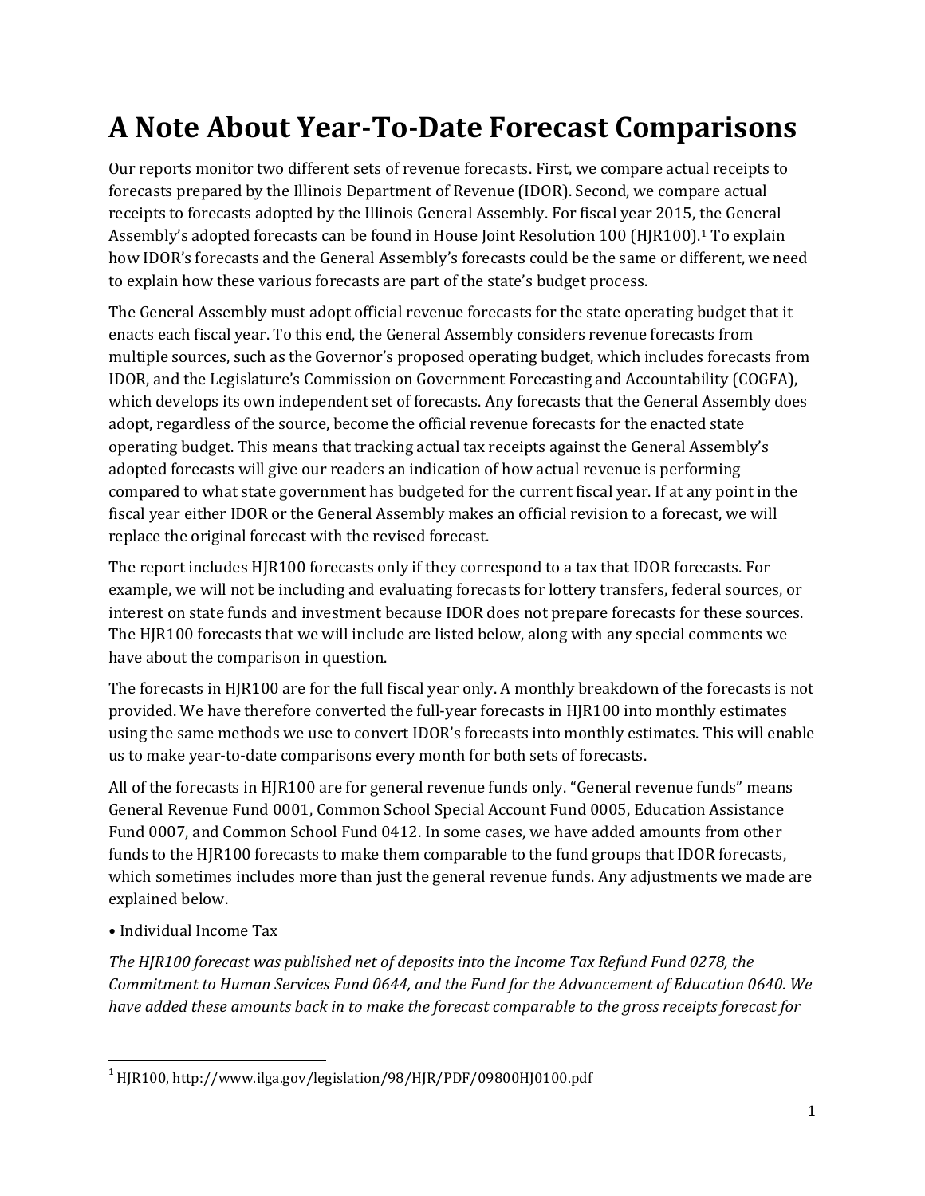# A Note About Year-To-Date Forecast Comparisons

Our reports monitor two different sets of revenue forecasts. First, we compare actual receipts to forecasts prepared by the Illinois Department of Revenue (IDOR). Second, we compare actual receipts to forecasts adopted by the Illinois General Assembly. For fiscal year 2015, the General Assembly's adopted forecasts can be found in House Joint Resolution 100 (HJR100).[1] To explain how IDOR's forecasts and the General Assembly's forecasts could be the same or different, we need to explain how these various forecasts are part of the state's budget process.

The General Assembly must adopt official revenue forecasts for the state operating budget that it enacts each fiscal year. To this end, the General Assembly considers revenue forecasts from multiple sources, such as the Governor's proposed operating budget, which includes forecasts from IDOR, and the Legislature's Commission on Government Forecasting and Accountability (COGFA), which develops its own independent set of forecasts. Any forecasts that the General Assembly does adopt, regardless of the source, become the official revenue forecasts for the enacted state operating budget. This means that tracking actual tax receipts against the General Assembly's adopted forecasts will give our readers an indication of how actual revenue is performing compared to what state government has budgeted for the current fiscal year. If at any point in the fiscal year either IDOR or the General Assembly makes an official revision to a forecast, we will replace the original forecast with the revised forecast.

The report includes HJR100 forecasts only if they correspond to a tax that IDOR forecasts. For example, we will not be including and evaluating forecasts for lottery transfers, federal sources, or interest on state funds and investment because IDOR does not prepare forecasts for these sources. The HJR100 forecasts that we will include are listed below, along with any special comments we have about the comparison in question.

The forecasts in HJR100 are for the full fiscal year only. A monthly breakdown of the forecasts is not provided. We have therefore converted the full-year forecasts in HJR100 into monthly estimates using the same methods we use to convert IDOR's forecasts into monthly estimates. This will enable us to make year-to-date comparisons every month for both sets of forecasts.

All of the forecasts in HJR100 are for general revenue funds only. "General revenue funds" means General Revenue Fund 0001, Common School Special Account Fund 0005, Education Assistance Fund 0007, and Common School Fund 0412. In some cases, we have added amounts from other funds to the HJR100 forecasts to make them comparable to the fund groups that IDOR forecasts, which sometimes includes more than just the general revenue funds. Any adjustments we made are explained below.

• Individual Income Tax

*The HJR100 forecast was published net of deposits into the Income Tax Refund Fund 0278, the Commitment to Human Services Fund 0644, and the Fund for the Advancement of Education 0640. We have added these amounts back in to make the forecast comparable to the gross receipts forecast for*

---

[1] HJR100, http://www.ilga.gov/legislation/98/HJR/PDF/09800HJ0100.pdf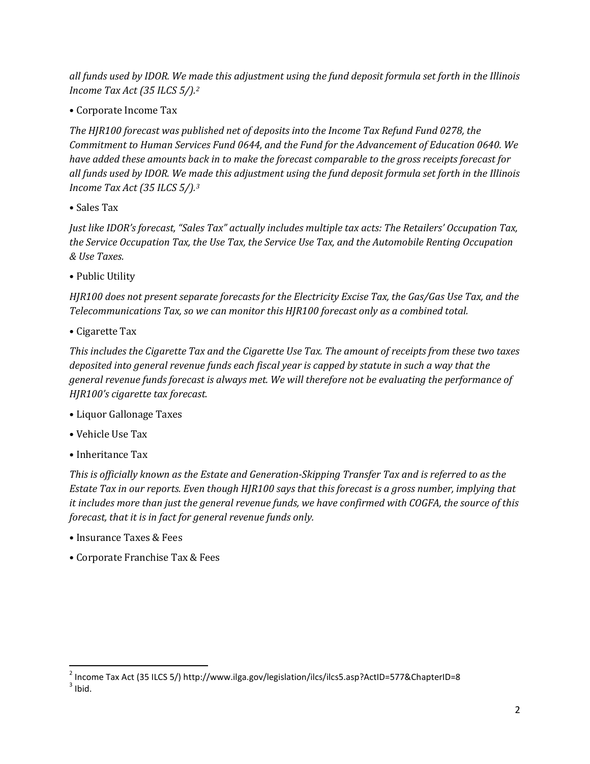*all funds used by IDOR. We made this adjustment using the fund deposit formula set forth in the Illinois Income Tax Act (35 ILCS 5/).*[2]

- Corporate Income Tax

*The HJR100 forecast was published net of deposits into the Income Tax Refund Fund 0278, the Commitment to Human Services Fund 0644, and the Fund for the Advancement of Education 0640. We have added these amounts back in to make the forecast comparable to the gross receipts forecast for all funds used by IDOR. We made this adjustment using the fund deposit formula set forth in the Illinois Income Tax Act (35 ILCS 5/).*[3]

- Sales Tax

*Just like IDOR's forecast, "Sales Tax" actually includes multiple tax acts: The Retailers' Occupation Tax, the Service Occupation Tax, the Use Tax, the Service Use Tax, and the Automobile Renting Occupation & Use Taxes.*

- Public Utility

*HJR100 does not present separate forecasts for the Electricity Excise Tax, the Gas/Gas Use Tax, and the Telecommunications Tax, so we can monitor this HJR100 forecast only as a combined total.*

- Cigarette Tax

*This includes the Cigarette Tax and the Cigarette Use Tax. The amount of receipts from these two taxes deposited into general revenue funds each fiscal year is capped by statute in such a way that the general revenue funds forecast is always met. We will therefore not be evaluating the performance of HJR100's cigarette tax forecast.*

- Liquor Gallonage Taxes
- Vehicle Use Tax
- Inheritance Tax

*This is officially known as the Estate and Generation-Skipping Transfer Tax and is referred to as the Estate Tax in our reports. Even though HJR100 says that this forecast is a gross number, implying that it includes more than just the general revenue funds, we have confirmed with COGFA, the source of this forecast, that it is in fact for general revenue funds only.*

- Insurance Taxes & Fees
- Corporate Franchise Tax & Fees

---

[2] Income Tax Act (35 ILCS 5/) http://www.ilga.gov/legislation/ilcs/ilcs5.asp?ActID=577&ChapterID=8

[3] Ibid.